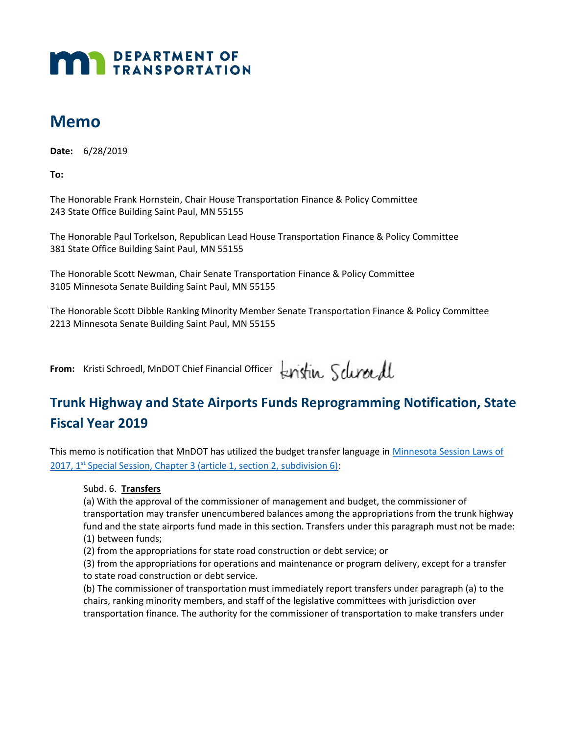DEPARTMENT OF TRANSPORTATION

# Memo

**Date:** 6/28/2019

**To:**

The Honorable Frank Hornstein, Chair House Transportation Finance & Policy Committee
243 State Office Building Saint Paul, MN 55155

The Honorable Paul Torkelson, Republican Lead House Transportation Finance & Policy Committee
381 State Office Building Saint Paul, MN 55155

The Honorable Scott Newman, Chair Senate Transportation Finance & Policy Committee
3105 Minnesota Senate Building Saint Paul, MN 55155

The Honorable Scott Dibble Ranking Minority Member Senate Transportation Finance & Policy Committee
2213 Minnesota Senate Building Saint Paul, MN 55155

**From:** Kristi Schroedl, MnDOT Chief Financial Officer

## Trunk Highway and State Airports Funds Reprogramming Notification, State Fiscal Year 2019

This memo is notification that MnDOT has utilized the budget transfer language in [Minnesota Session Laws of 2017, 1st Special Session, Chapter 3 (article 1, section 2, subdivision 6)]:

> Subd. 6. **Transfers**
> (a) With the approval of the commissioner of management and budget, the commissioner of transportation may transfer unencumbered balances among the appropriations from the trunk highway fund and the state airports fund made in this section. Transfers under this paragraph must not be made:
> (1) between funds;
> (2) from the appropriations for state road construction or debt service; or
> (3) from the appropriations for operations and maintenance or program delivery, except for a transfer to state road construction or debt service.
> (b) The commissioner of transportation must immediately report transfers under paragraph (a) to the chairs, ranking minority members, and staff of the legislative committees with jurisdiction over transportation finance. The authority for the commissioner of transportation to make transfers under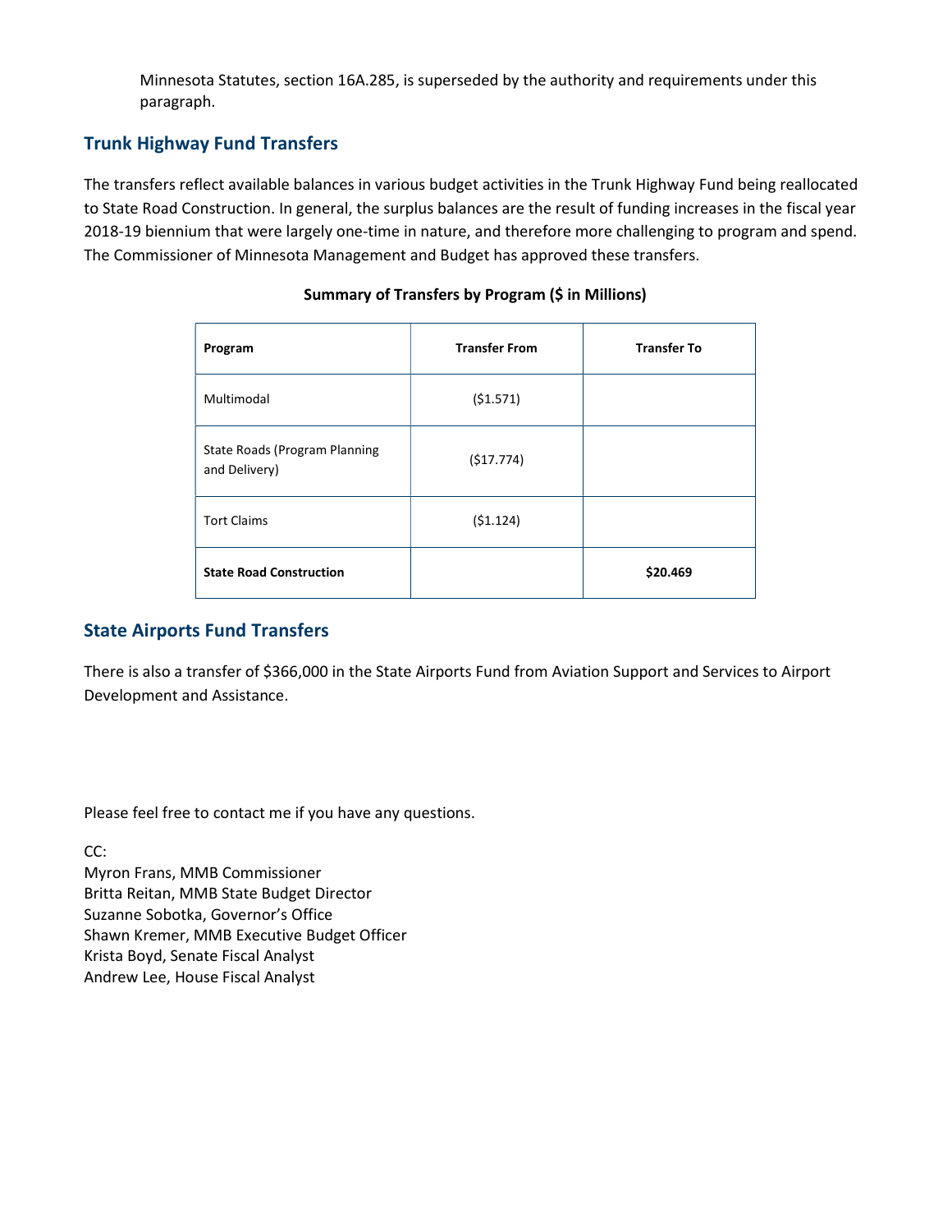Minnesota Statutes, section 16A.285, is superseded by the authority and requirements under this paragraph.

## Trunk Highway Fund Transfers

The transfers reflect available balances in various budget activities in the Trunk Highway Fund being reallocated to State Road Construction. In general, the surplus balances are the result of funding increases in the fiscal year 2018-19 biennium that were largely one-time in nature, and therefore more challenging to program and spend. The Commissioner of Minnesota Management and Budget has approved these transfers.

**Summary of Transfers by Program ($ in Millions)**

| Program | Transfer From | Transfer To |
|---|---|---|
| Multimodal | ($1.571) | |
| State Roads (Program Planning and Delivery) | ($17.774) | |
| Tort Claims | ($1.124) | |
| **State Road Construction** | | **$20.469** |

## State Airports Fund Transfers

There is also a transfer of $366,000 in the State Airports Fund from Aviation Support and Services to Airport Development and Assistance.

Please feel free to contact me if you have any questions.

CC:
Myron Frans, MMB Commissioner
Britta Reitan, MMB State Budget Director
Suzanne Sobotka, Governor's Office
Shawn Kremer, MMB Executive Budget Officer
Krista Boyd, Senate Fiscal Analyst
Andrew Lee, House Fiscal Analyst